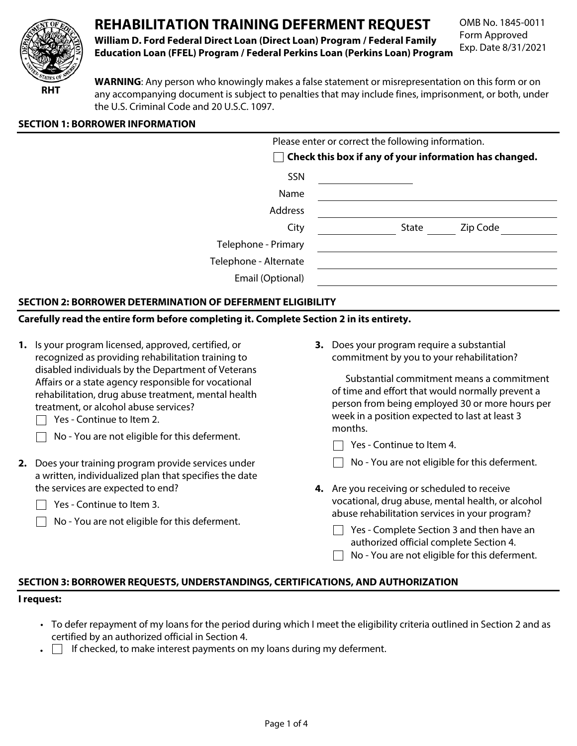# REHABILITATION TRAINING DEFERMENT REQUEST

**William D. Ford Federal Direct Loan (Direct Loan) Program / Federal Family Education Loan (FFEL) Program / Federal Perkins Loan (Perkins Loan) Program**

OMB No. 1845-0011
Form Approved
Exp. Date 8/31/2021

RHT

**WARNING**: Any person who knowingly makes a false statement or misrepresentation on this form or on any accompanying document is subject to penalties that may include fines, imprisonment, or both, under the U.S. Criminal Code and 20 U.S.C. 1097.

## SECTION 1: BORROWER INFORMATION

Please enter or correct the following information.

☐ **Check this box if any of your information has changed.**

SSN \_\_\_\_\_\_\_\_\_\_\_\_\_\_\_\_

Name \_\_\_\_\_\_\_\_\_\_\_\_\_\_\_\_

Address \_\_\_\_\_\_\_\_\_\_\_\_\_\_\_\_

City \_\_\_\_\_\_\_\_ State \_\_\_\_ Zip Code \_\_\_\_\_\_\_\_

Telephone - Primary \_\_\_\_\_\_\_\_\_\_\_\_\_\_\_\_

Telephone - Alternate \_\_\_\_\_\_\_\_\_\_\_\_\_\_\_\_

Email (Optional) \_\_\_\_\_\_\_\_\_\_\_\_\_\_\_\_

## SECTION 2: BORROWER DETERMINATION OF DEFERMENT ELIGIBILITY

**Carefully read the entire form before completing it. Complete Section 2 in its entirety.**

**1.** Is your program licensed, approved, certified, or recognized as providing rehabilitation training to disabled individuals by the Department of Veterans Affairs or a state agency responsible for vocational rehabilitation, drug abuse treatment, mental health treatment, or alcohol abuse services?

☐ Yes - Continue to Item 2.

☐ No - You are not eligible for this deferment.

**2.** Does your training program provide services under a written, individualized plan that specifies the date the services are expected to end?

☐ Yes - Continue to Item 3.

☐ No - You are not eligible for this deferment.

**3.** Does your program require a substantial commitment by you to your rehabilitation?

Substantial commitment means a commitment of time and effort that would normally prevent a person from being employed 30 or more hours per week in a position expected to last at least 3 months.

☐ Yes - Continue to Item 4.

☐ No - You are not eligible for this deferment.

**4.** Are you receiving or scheduled to receive vocational, drug abuse, mental health, or alcohol abuse rehabilitation services in your program?

☐ Yes - Complete Section 3 and then have an authorized official complete Section 4.

☐ No - You are not eligible for this deferment.

## SECTION 3: BORROWER REQUESTS, UNDERSTANDINGS, CERTIFICATIONS, AND AUTHORIZATION

**I request:**

- To defer repayment of my loans for the period during which I meet the eligibility criteria outlined in Section 2 and as certified by an authorized official in Section 4.
- ☐ If checked, to make interest payments on my loans during my deferment.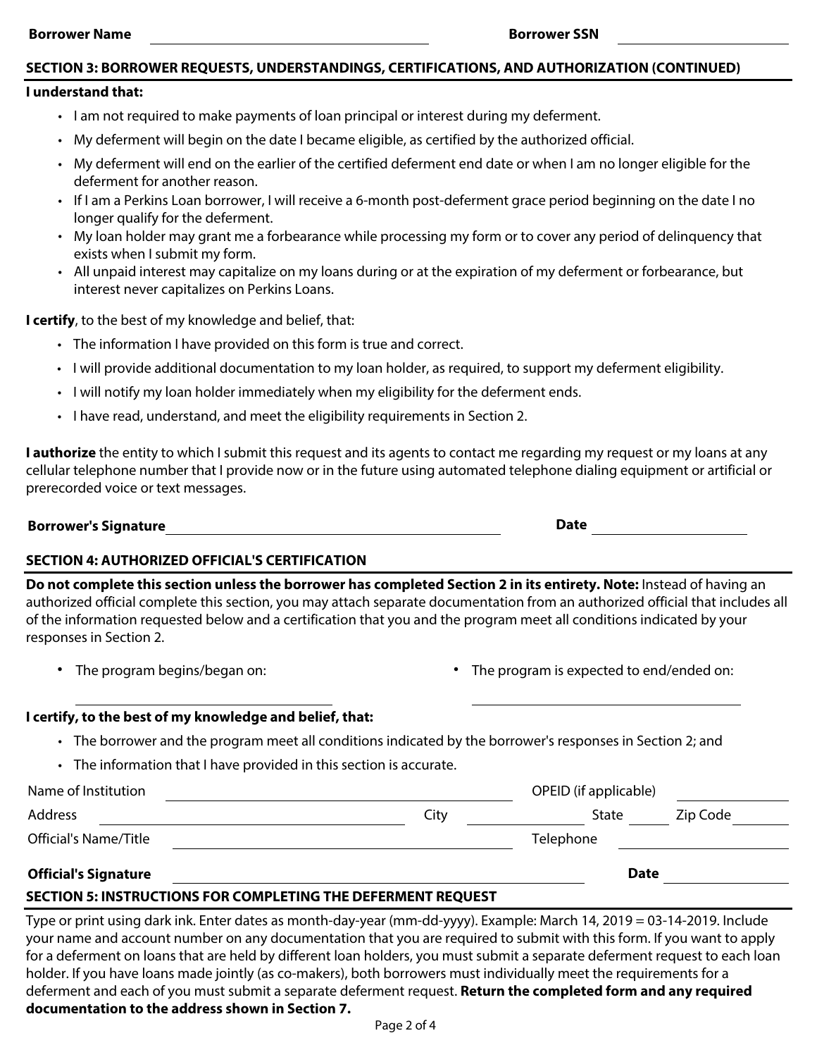**Borrower Name** ______________________ **Borrower SSN** ______________________

## SECTION 3: BORROWER REQUESTS, UNDERSTANDINGS, CERTIFICATIONS, AND AUTHORIZATION (CONTINUED)

**I understand that:**

- I am not required to make payments of loan principal or interest during my deferment.
- My deferment will begin on the date I became eligible, as certified by the authorized official.
- My deferment will end on the earlier of the certified deferment end date or when I am no longer eligible for the deferment for another reason.
- If I am a Perkins Loan borrower, I will receive a 6-month post-deferment grace period beginning on the date I no longer qualify for the deferment.
- My loan holder may grant me a forbearance while processing my form or to cover any period of delinquency that exists when I submit my form.
- All unpaid interest may capitalize on my loans during or at the expiration of my deferment or forbearance, but interest never capitalizes on Perkins Loans.

**I certify**, to the best of my knowledge and belief, that:

- The information I have provided on this form is true and correct.
- I will provide additional documentation to my loan holder, as required, to support my deferment eligibility.
- I will notify my loan holder immediately when my eligibility for the deferment ends.
- I have read, understand, and meet the eligibility requirements in Section 2.

**I authorize** the entity to which I submit this request and its agents to contact me regarding my request or my loans at any cellular telephone number that I provide now or in the future using automated telephone dialing equipment or artificial or prerecorded voice or text messages.

**Borrower's Signature** ______________________ **Date** ______________

## SECTION 4: AUTHORIZED OFFICIAL'S CERTIFICATION

**Do not complete this section unless the borrower has completed Section 2 in its entirety. Note:** Instead of having an authorized official complete this section, you may attach separate documentation from an authorized official that includes all of the information requested below and a certification that you and the program meet all conditions indicated by your responses in Section 2.

- The program begins/began on: ______________________
- The program is expected to end/ended on: ______________________

**I certify, to the best of my knowledge and belief, that:**

- The borrower and the program meet all conditions indicated by the borrower's responses in Section 2; and
- The information that I have provided in this section is accurate.

Name of Institution ______________________ OPEID (if applicable) ______________

Address ______________________ City ______________ State ______ Zip Code ______________

Official's Name/Title ______________________ Telephone ______________

**Official's Signature** ______________________ **Date** ______________

## SECTION 5: INSTRUCTIONS FOR COMPLETING THE DEFERMENT REQUEST

Type or print using dark ink. Enter dates as month-day-year (mm-dd-yyyy). Example: March 14, 2019 = 03-14-2019. Include your name and account number on any documentation that you are required to submit with this form. If you want to apply for a deferment on loans that are held by different loan holders, you must submit a separate deferment request to each loan holder. If you have loans made jointly (as co-makers), both borrowers must individually meet the requirements for a deferment and each of you must submit a separate deferment request. **Return the completed form and any required documentation to the address shown in Section 7.**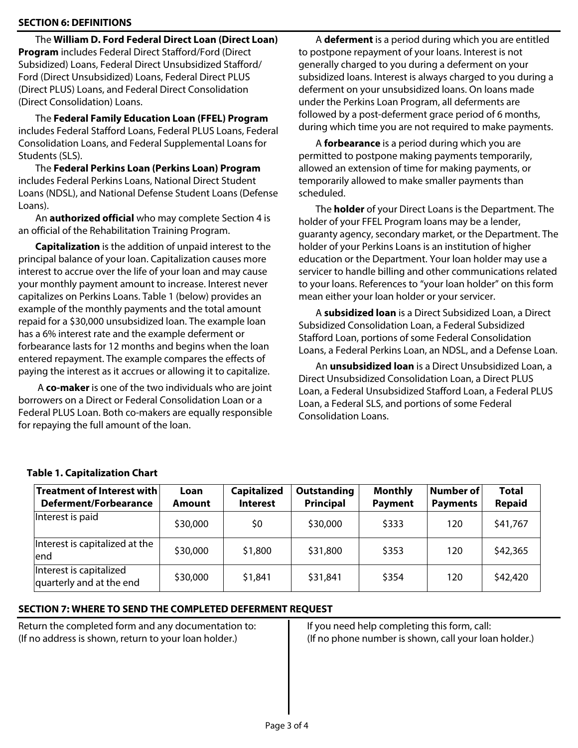## SECTION 6: DEFINITIONS

The **William D. Ford Federal Direct Loan (Direct Loan) Program** includes Federal Direct Stafford/Ford (Direct Subsidized) Loans, Federal Direct Unsubsidized Stafford/Ford (Direct Unsubsidized) Loans, Federal Direct PLUS (Direct PLUS) Loans, and Federal Direct Consolidation (Direct Consolidation) Loans.

The **Federal Family Education Loan (FFEL) Program** includes Federal Stafford Loans, Federal PLUS Loans, Federal Consolidation Loans, and Federal Supplemental Loans for Students (SLS).

The **Federal Perkins Loan (Perkins Loan) Program** includes Federal Perkins Loans, National Direct Student Loans (NDSL), and National Defense Student Loans (Defense Loans).

An **authorized official** who may complete Section 4 is an official of the Rehabilitation Training Program.

**Capitalization** is the addition of unpaid interest to the principal balance of your loan. Capitalization causes more interest to accrue over the life of your loan and may cause your monthly payment amount to increase. Interest never capitalizes on Perkins Loans. Table 1 (below) provides an example of the monthly payments and the total amount repaid for a $30,000 unsubsidized loan. The example loan has a 6% interest rate and the example deferment or forbearance lasts for 12 months and begins when the loan entered repayment. The example compares the effects of paying the interest as it accrues or allowing it to capitalize.

A **co-maker** is one of the two individuals who are joint borrowers on a Direct or Federal Consolidation Loan or a Federal PLUS Loan. Both co-makers are equally responsible for repaying the full amount of the loan.

A **deferment** is a period during which you are entitled to postpone repayment of your loans. Interest is not generally charged to you during a deferment on your subsidized loans. Interest is always charged to you during a deferment on your unsubsidized loans. On loans made under the Perkins Loan Program, all deferments are followed by a post-deferment grace period of 6 months, during which time you are not required to make payments.

A **forbearance** is a period during which you are permitted to postpone making payments temporarily, allowed an extension of time for making payments, or temporarily allowed to make smaller payments than scheduled.

The **holder** of your Direct Loans is the Department. The holder of your FFEL Program loans may be a lender, guaranty agency, secondary market, or the Department. The holder of your Perkins Loans is an institution of higher education or the Department. Your loan holder may use a servicer to handle billing and other communications related to your loans. References to “your loan holder” on this form mean either your loan holder or your servicer.

A **subsidized loan** is a Direct Subsidized Loan, a Direct Subsidized Consolidation Loan, a Federal Subsidized Stafford Loan, portions of some Federal Consolidation Loans, a Federal Perkins Loan, an NDSL, and a Defense Loan.

An **unsubsidized loan** is a Direct Unsubsidized Loan, a Direct Unsubsidized Consolidation Loan, a Direct PLUS Loan, a Federal Unsubsidized Stafford Loan, a Federal PLUS Loan, a Federal SLS, and portions of some Federal Consolidation Loans.

**Table 1. Capitalization Chart**

| Treatment of Interest with Deferment/Forbearance | Loan Amount | Capitalized Interest | Outstanding Principal | Monthly Payment | Number of Payments | Total Repaid |
|---|---|---|---|---|---|---|
| Interest is paid | $30,000 | $0 | $30,000 | $333 | 120 | $41,767 |
| Interest is capitalized at the end | $30,000 | $1,800 | $31,800 | $353 | 120 | $42,365 |
| Interest is capitalized quarterly and at the end | $30,000 | $1,841 | $31,841 | $354 | 120 | $42,420 |

## SECTION 7: WHERE TO SEND THE COMPLETED DEFERMENT REQUEST

Return the completed form and any documentation to:
(If no address is shown, return to your loan holder.)

If you need help completing this form, call:
(If no phone number is shown, call your loan holder.)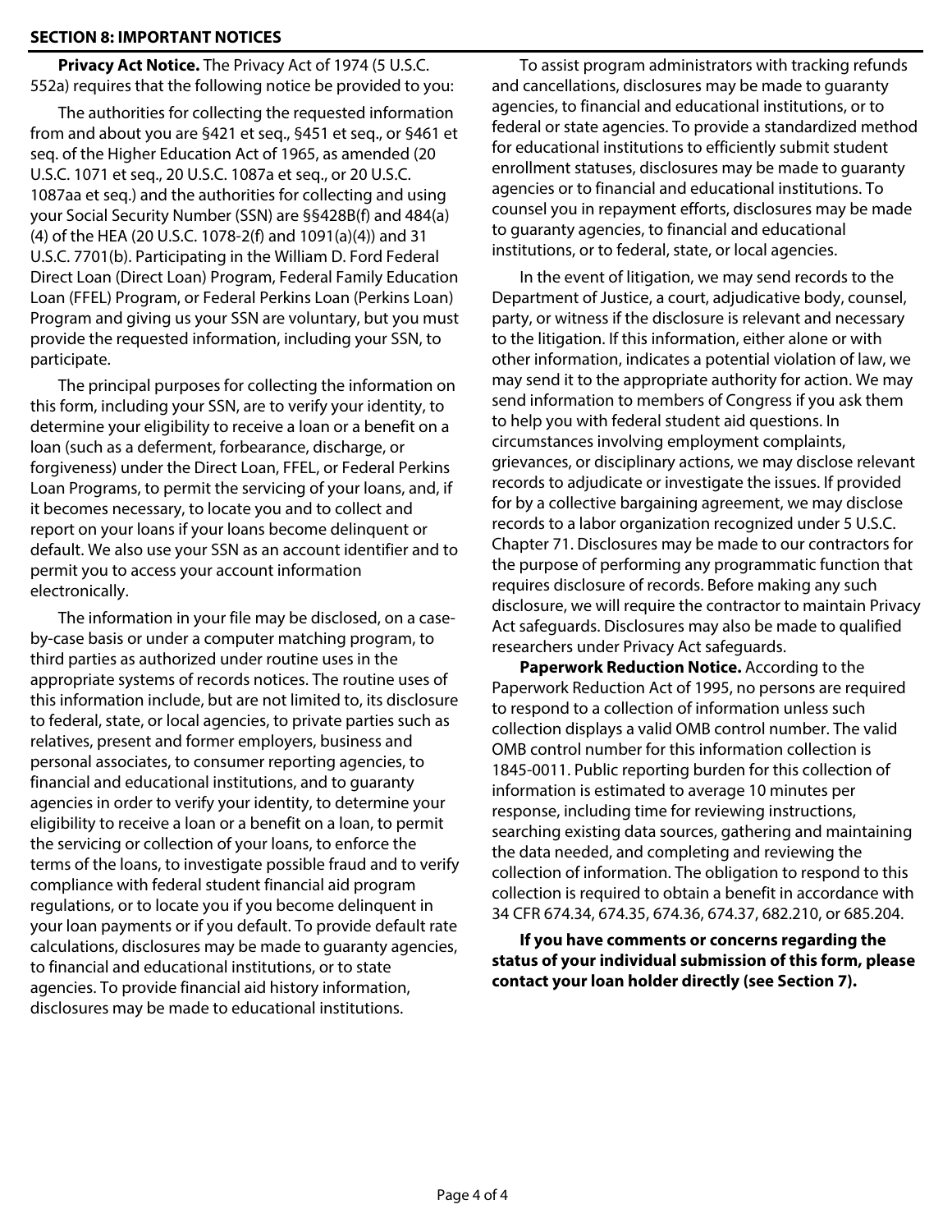## SECTION 8: IMPORTANT NOTICES

**Privacy Act Notice.** The Privacy Act of 1974 (5 U.S.C. 552a) requires that the following notice be provided to you:

The authorities for collecting the requested information from and about you are §421 et seq., §451 et seq., or §461 et seq. of the Higher Education Act of 1965, as amended (20 U.S.C. 1071 et seq., 20 U.S.C. 1087a et seq., or 20 U.S.C. 1087aa et seq.) and the authorities for collecting and using your Social Security Number (SSN) are §§428B(f) and 484(a)(4) of the HEA (20 U.S.C. 1078-2(f) and 1091(a)(4)) and 31 U.S.C. 7701(b). Participating in the William D. Ford Federal Direct Loan (Direct Loan) Program, Federal Family Education Loan (FFEL) Program, or Federal Perkins Loan (Perkins Loan) Program and giving us your SSN are voluntary, but you must provide the requested information, including your SSN, to participate.

The principal purposes for collecting the information on this form, including your SSN, are to verify your identity, to determine your eligibility to receive a loan or a benefit on a loan (such as a deferment, forbearance, discharge, or forgiveness) under the Direct Loan, FFEL, or Federal Perkins Loan Programs, to permit the servicing of your loans, and, if it becomes necessary, to locate you and to collect and report on your loans if your loans become delinquent or default. We also use your SSN as an account identifier and to permit you to access your account information electronically.

The information in your file may be disclosed, on a case-by-case basis or under a computer matching program, to third parties as authorized under routine uses in the appropriate systems of records notices. The routine uses of this information include, but are not limited to, its disclosure to federal, state, or local agencies, to private parties such as relatives, present and former employers, business and personal associates, to consumer reporting agencies, to financial and educational institutions, and to guaranty agencies in order to verify your identity, to determine your eligibility to receive a loan or a benefit on a loan, to permit the servicing or collection of your loans, to enforce the terms of the loans, to investigate possible fraud and to verify compliance with federal student financial aid program regulations, or to locate you if you become delinquent in your loan payments or if you default. To provide default rate calculations, disclosures may be made to guaranty agencies, to financial and educational institutions, or to state agencies. To provide financial aid history information, disclosures may be made to educational institutions.

To assist program administrators with tracking refunds and cancellations, disclosures may be made to guaranty agencies, to financial and educational institutions, or to federal or state agencies. To provide a standardized method for educational institutions to efficiently submit student enrollment statuses, disclosures may be made to guaranty agencies or to financial and educational institutions. To counsel you in repayment efforts, disclosures may be made to guaranty agencies, to financial and educational institutions, or to federal, state, or local agencies.

In the event of litigation, we may send records to the Department of Justice, a court, adjudicative body, counsel, party, or witness if the disclosure is relevant and necessary to the litigation. If this information, either alone or with other information, indicates a potential violation of law, we may send it to the appropriate authority for action. We may send information to members of Congress if you ask them to help you with federal student aid questions. In circumstances involving employment complaints, grievances, or disciplinary actions, we may disclose relevant records to adjudicate or investigate the issues. If provided for by a collective bargaining agreement, we may disclose records to a labor organization recognized under 5 U.S.C. Chapter 71. Disclosures may be made to our contractors for the purpose of performing any programmatic function that requires disclosure of records. Before making any such disclosure, we will require the contractor to maintain Privacy Act safeguards. Disclosures may also be made to qualified researchers under Privacy Act safeguards.

**Paperwork Reduction Notice.** According to the Paperwork Reduction Act of 1995, no persons are required to respond to a collection of information unless such collection displays a valid OMB control number. The valid OMB control number for this information collection is 1845-0011. Public reporting burden for this collection of information is estimated to average 10 minutes per response, including time for reviewing instructions, searching existing data sources, gathering and maintaining the data needed, and completing and reviewing the collection of information. The obligation to respond to this collection is required to obtain a benefit in accordance with 34 CFR 674.34, 674.35, 674.36, 674.37, 682.210, or 685.204.

**If you have comments or concerns regarding the status of your individual submission of this form, please contact your loan holder directly (see Section 7).**